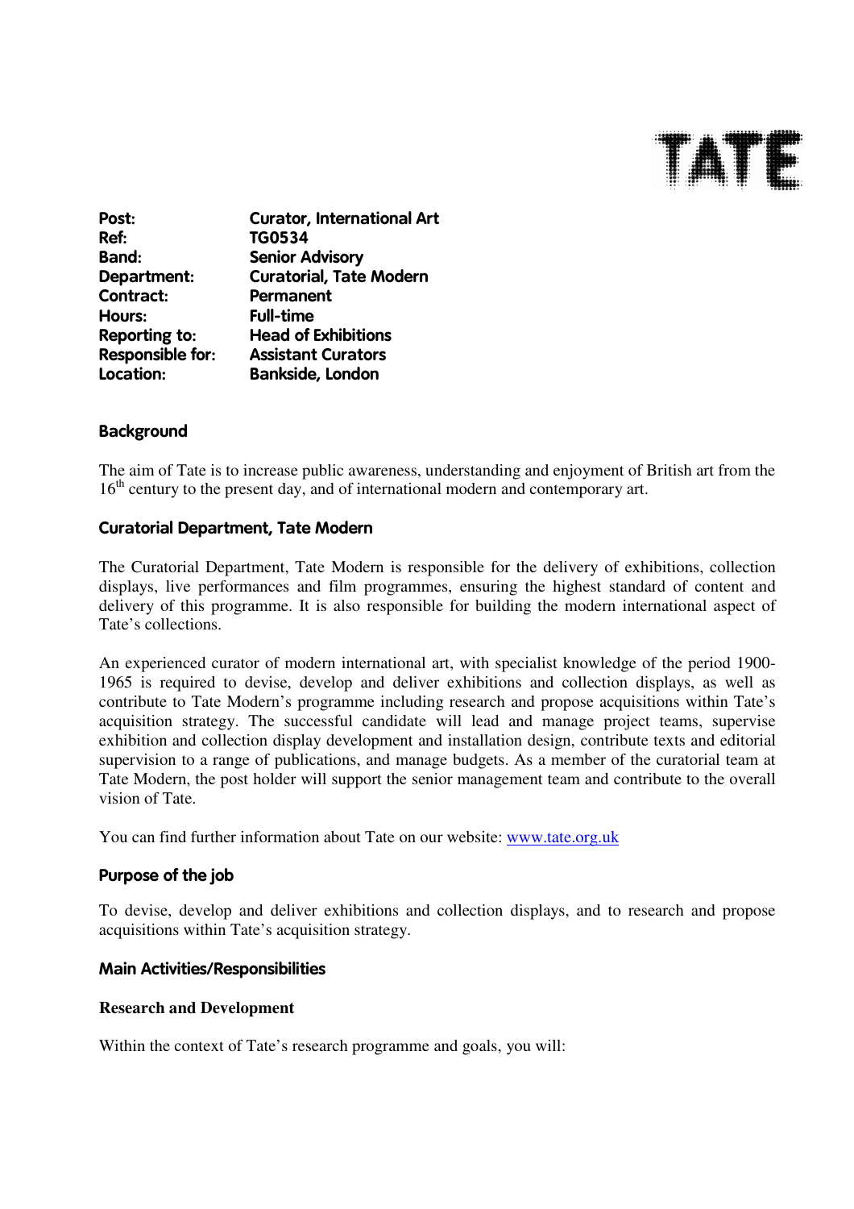**TATE**

| | |
|---|---|
| **Post:** | **Curator, International Art** |
| **Ref:** | **TG0534** |
| **Band:** | **Senior Advisory** |
| **Department:** | **Curatorial, Tate Modern** |
| **Contract:** | **Permanent** |
| **Hours:** | **Full-time** |
| **Reporting to:** | **Head of Exhibitions** |
| **Responsible for:** | **Assistant Curators** |
| **Location:** | **Bankside, London** |

## Background

The aim of Tate is to increase public awareness, understanding and enjoyment of British art from the 16th century to the present day, and of international modern and contemporary art.

## Curatorial Department, Tate Modern

The Curatorial Department, Tate Modern is responsible for the delivery of exhibitions, collection displays, live performances and film programmes, ensuring the highest standard of content and delivery of this programme. It is also responsible for building the modern international aspect of Tate's collections.

An experienced curator of modern international art, with specialist knowledge of the period 1900-1965 is required to devise, develop and deliver exhibitions and collection displays, as well as contribute to Tate Modern's programme including research and propose acquisitions within Tate's acquisition strategy. The successful candidate will lead and manage project teams, supervise exhibition and collection display development and installation design, contribute texts and editorial supervision to a range of publications, and manage budgets. As a member of the curatorial team at Tate Modern, the post holder will support the senior management team and contribute to the overall vision of Tate.

You can find further information about Tate on our website: www.tate.org.uk

## Purpose of the job

To devise, develop and deliver exhibitions and collection displays, and to research and propose acquisitions within Tate's acquisition strategy.

## Main Activities/Responsibilities

### Research and Development

Within the context of Tate's research programme and goals, you will: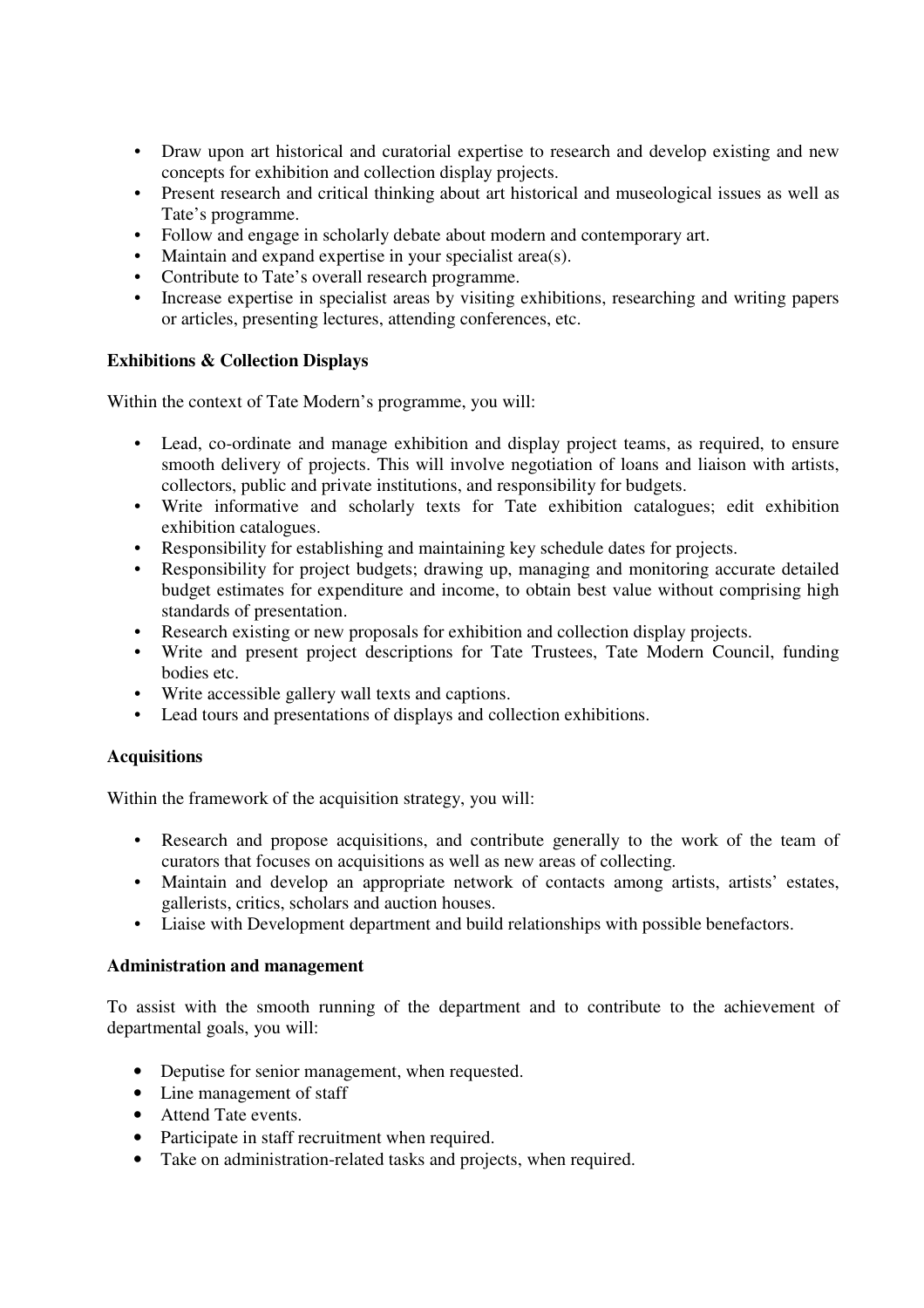- Draw upon art historical and curatorial expertise to research and develop existing and new concepts for exhibition and collection display projects.
- Present research and critical thinking about art historical and museological issues as well as Tate's programme.
- Follow and engage in scholarly debate about modern and contemporary art.
- Maintain and expand expertise in your specialist area(s).
- Contribute to Tate's overall research programme.
- Increase expertise in specialist areas by visiting exhibitions, researching and writing papers or articles, presenting lectures, attending conferences, etc.

**Exhibitions & Collection Displays**

Within the context of Tate Modern's programme, you will:

- Lead, co-ordinate and manage exhibition and display project teams, as required, to ensure smooth delivery of projects. This will involve negotiation of loans and liaison with artists, collectors, public and private institutions, and responsibility for budgets.
- Write informative and scholarly texts for Tate exhibition catalogues; edit exhibition exhibition catalogues.
- Responsibility for establishing and maintaining key schedule dates for projects.
- Responsibility for project budgets; drawing up, managing and monitoring accurate detailed budget estimates for expenditure and income, to obtain best value without comprising high standards of presentation.
- Research existing or new proposals for exhibition and collection display projects.
- Write and present project descriptions for Tate Trustees, Tate Modern Council, funding bodies etc.
- Write accessible gallery wall texts and captions.
- Lead tours and presentations of displays and collection exhibitions.

**Acquisitions**

Within the framework of the acquisition strategy, you will:

- Research and propose acquisitions, and contribute generally to the work of the team of curators that focuses on acquisitions as well as new areas of collecting.
- Maintain and develop an appropriate network of contacts among artists, artists' estates, gallerists, critics, scholars and auction houses.
- Liaise with Development department and build relationships with possible benefactors.

**Administration and management**

To assist with the smooth running of the department and to contribute to the achievement of departmental goals, you will:

- Deputise for senior management, when requested.
- Line management of staff
- Attend Tate events.
- Participate in staff recruitment when required.
- Take on administration-related tasks and projects, when required.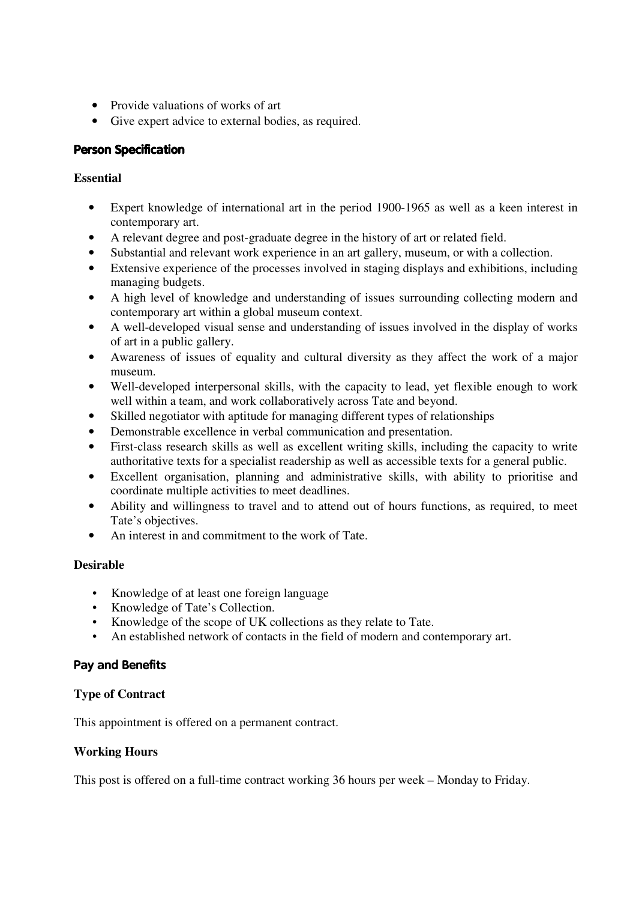- Provide valuations of works of art
- Give expert advice to external bodies, as required.

## Person Specification

### Essential

- Expert knowledge of international art in the period 1900-1965 as well as a keen interest in contemporary art.
- A relevant degree and post-graduate degree in the history of art or related field.
- Substantial and relevant work experience in an art gallery, museum, or with a collection.
- Extensive experience of the processes involved in staging displays and exhibitions, including managing budgets.
- A high level of knowledge and understanding of issues surrounding collecting modern and contemporary art within a global museum context.
- A well-developed visual sense and understanding of issues involved in the display of works of art in a public gallery.
- Awareness of issues of equality and cultural diversity as they affect the work of a major museum.
- Well-developed interpersonal skills, with the capacity to lead, yet flexible enough to work well within a team, and work collaboratively across Tate and beyond.
- Skilled negotiator with aptitude for managing different types of relationships
- Demonstrable excellence in verbal communication and presentation.
- First-class research skills as well as excellent writing skills, including the capacity to write authoritative texts for a specialist readership as well as accessible texts for a general public.
- Excellent organisation, planning and administrative skills, with ability to prioritise and coordinate multiple activities to meet deadlines.
- Ability and willingness to travel and to attend out of hours functions, as required, to meet Tate's objectives.
- An interest in and commitment to the work of Tate.

### Desirable

- Knowledge of at least one foreign language
- Knowledge of Tate's Collection.
- Knowledge of the scope of UK collections as they relate to Tate.
- An established network of contacts in the field of modern and contemporary art.

## Pay and Benefits

### Type of Contract

This appointment is offered on a permanent contract.

### Working Hours

This post is offered on a full-time contract working 36 hours per week – Monday to Friday.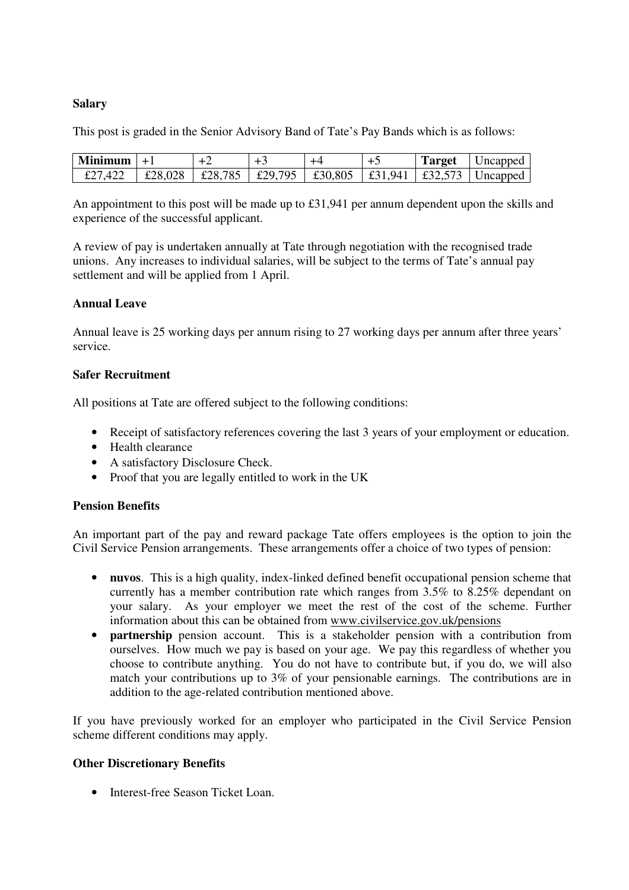**Salary**

This post is graded in the Senior Advisory Band of Tate's Pay Bands which is as follows:

| **Minimum** | +1 | +2 | +3 | +4 | +5 | **Target** | Uncapped |
|---|---|---|---|---|---|---|---|
| £27,422 | £28,028 | £28,785 | £29,795 | £30,805 | £31,941 | £32,573 | Uncapped |

An appointment to this post will be made up to £31,941 per annum dependent upon the skills and experience of the successful applicant.

A review of pay is undertaken annually at Tate through negotiation with the recognised trade unions. Any increases to individual salaries, will be subject to the terms of Tate's annual pay settlement and will be applied from 1 April.

**Annual Leave**

Annual leave is 25 working days per annum rising to 27 working days per annum after three years' service.

**Safer Recruitment**

All positions at Tate are offered subject to the following conditions:

- Receipt of satisfactory references covering the last 3 years of your employment or education.
- Health clearance
- A satisfactory Disclosure Check.
- Proof that you are legally entitled to work in the UK

**Pension Benefits**

An important part of the pay and reward package Tate offers employees is the option to join the Civil Service Pension arrangements. These arrangements offer a choice of two types of pension:

- **nuvos**. This is a high quality, index-linked defined benefit occupational pension scheme that currently has a member contribution rate which ranges from 3.5% to 8.25% dependant on your salary. As your employer we meet the rest of the cost of the scheme. Further information about this can be obtained from www.civilservice.gov.uk/pensions
- **partnership** pension account. This is a stakeholder pension with a contribution from ourselves. How much we pay is based on your age. We pay this regardless of whether you choose to contribute anything. You do not have to contribute but, if you do, we will also match your contributions up to 3% of your pensionable earnings. The contributions are in addition to the age-related contribution mentioned above.

If you have previously worked for an employer who participated in the Civil Service Pension scheme different conditions may apply.

**Other Discretionary Benefits**

- Interest-free Season Ticket Loan.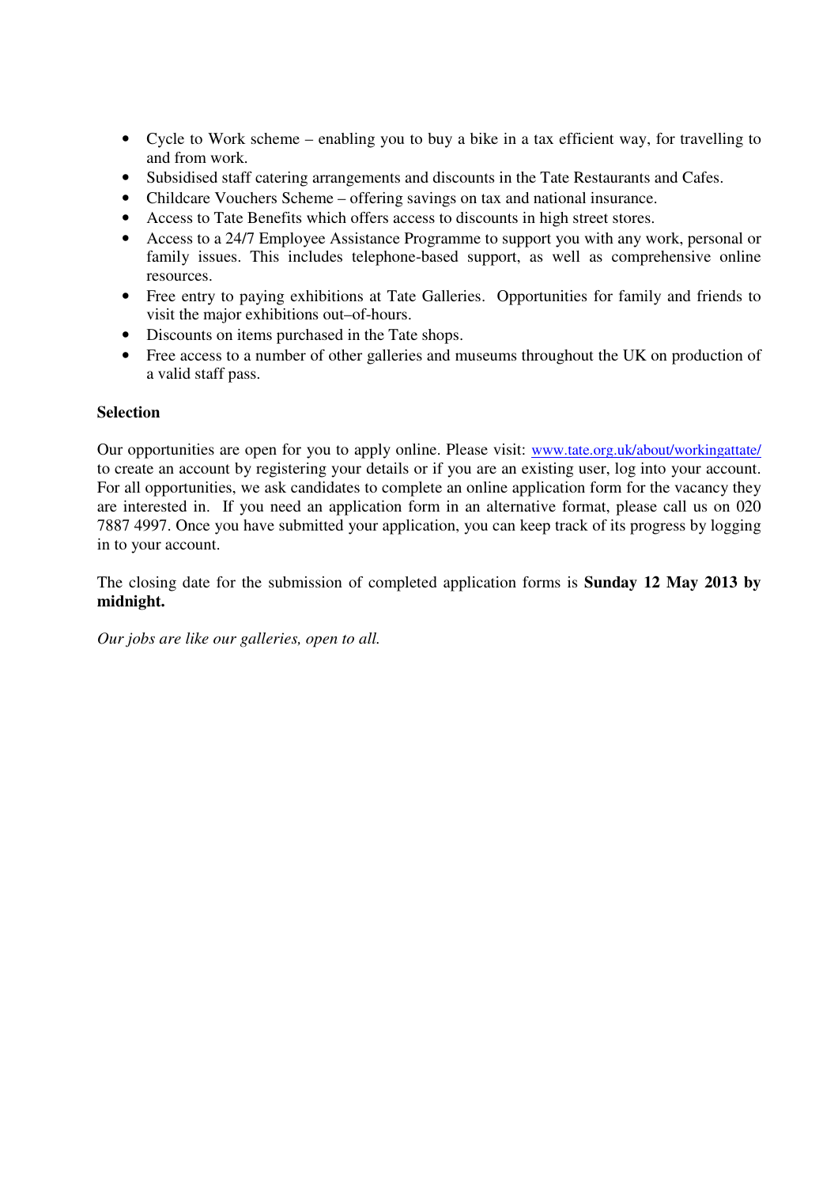- Cycle to Work scheme – enabling you to buy a bike in a tax efficient way, for travelling to and from work.
- Subsidised staff catering arrangements and discounts in the Tate Restaurants and Cafes.
- Childcare Vouchers Scheme – offering savings on tax and national insurance.
- Access to Tate Benefits which offers access to discounts in high street stores.
- Access to a 24/7 Employee Assistance Programme to support you with any work, personal or family issues. This includes telephone-based support, as well as comprehensive online resources.
- Free entry to paying exhibitions at Tate Galleries. Opportunities for family and friends to visit the major exhibitions out–of-hours.
- Discounts on items purchased in the Tate shops.
- Free access to a number of other galleries and museums throughout the UK on production of a valid staff pass.

**Selection**

Our opportunities are open for you to apply online. Please visit: www.tate.org.uk/about/workingattate/ to create an account by registering your details or if you are an existing user, log into your account. For all opportunities, we ask candidates to complete an online application form for the vacancy they are interested in. If you need an application form in an alternative format, please call us on 020 7887 4997. Once you have submitted your application, you can keep track of its progress by logging in to your account.

The closing date for the submission of completed application forms is **Sunday 12 May 2013 by midnight.**

*Our jobs are like our galleries, open to all.*